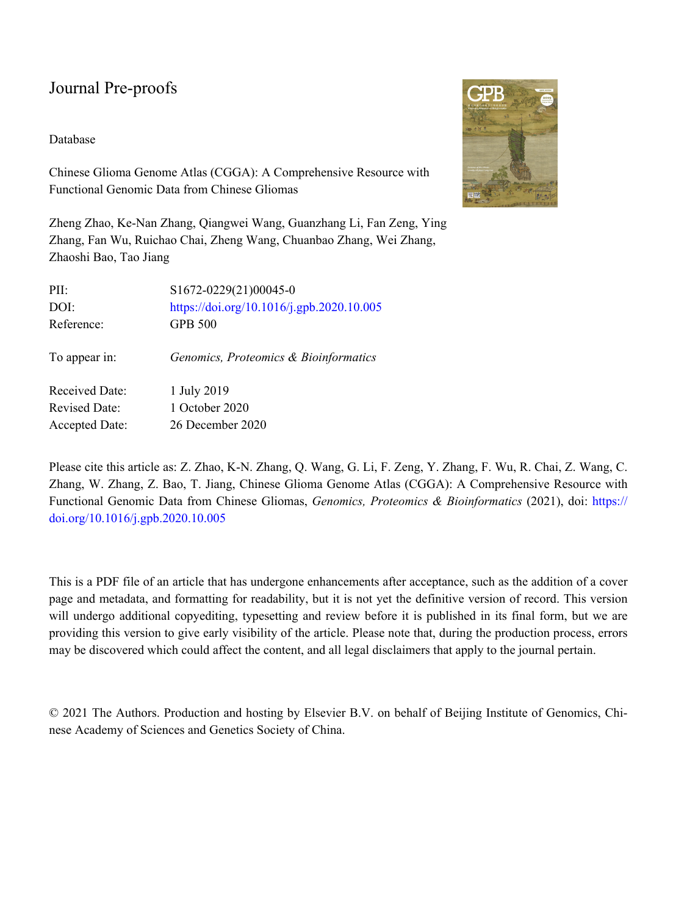Journal Pre-proofs

Database

Chinese Glioma Genome Atlas (CGGA): A Comprehensive Resource with Functional Genomic Data from Chinese Gliomas

Zheng Zhao, Ke-Nan Zhang, Qiangwei Wang, Guanzhang Li, Fan Zeng, Ying Zhang, Fan Wu, Ruichao Chai, Zheng Wang, Chuanbao Zhang, Wei Zhang, Zhaoshi Bao, Tao Jiang

| | |
|---|---|
| PII: | S1672-0229(21)00045-0 |
| DOI: | https://doi.org/10.1016/j.gpb.2020.10.005 |
| Reference: | GPB 500 |
| To appear in: | *Genomics, Proteomics & Bioinformatics* |
| Received Date: | 1 July 2019 |
| Revised Date: | 1 October 2020 |
| Accepted Date: | 26 December 2020 |

Please cite this article as: Z. Zhao, K-N. Zhang, Q. Wang, G. Li, F. Zeng, Y. Zhang, F. Wu, R. Chai, Z. Wang, C. Zhang, W. Zhang, Z. Bao, T. Jiang, Chinese Glioma Genome Atlas (CGGA): A Comprehensive Resource with Functional Genomic Data from Chinese Gliomas, *Genomics, Proteomics & Bioinformatics* (2021), doi: https://doi.org/10.1016/j.gpb.2020.10.005

This is a PDF file of an article that has undergone enhancements after acceptance, such as the addition of a cover page and metadata, and formatting for readability, but it is not yet the definitive version of record. This version will undergo additional copyediting, typesetting and review before it is published in its final form, but we are providing this version to give early visibility of the article. Please note that, during the production process, errors may be discovered which could affect the content, and all legal disclaimers that apply to the journal pertain.

© 2021 The Authors. Production and hosting by Elsevier B.V. on behalf of Beijing Institute of Genomics, Chinese Academy of Sciences and Genetics Society of China.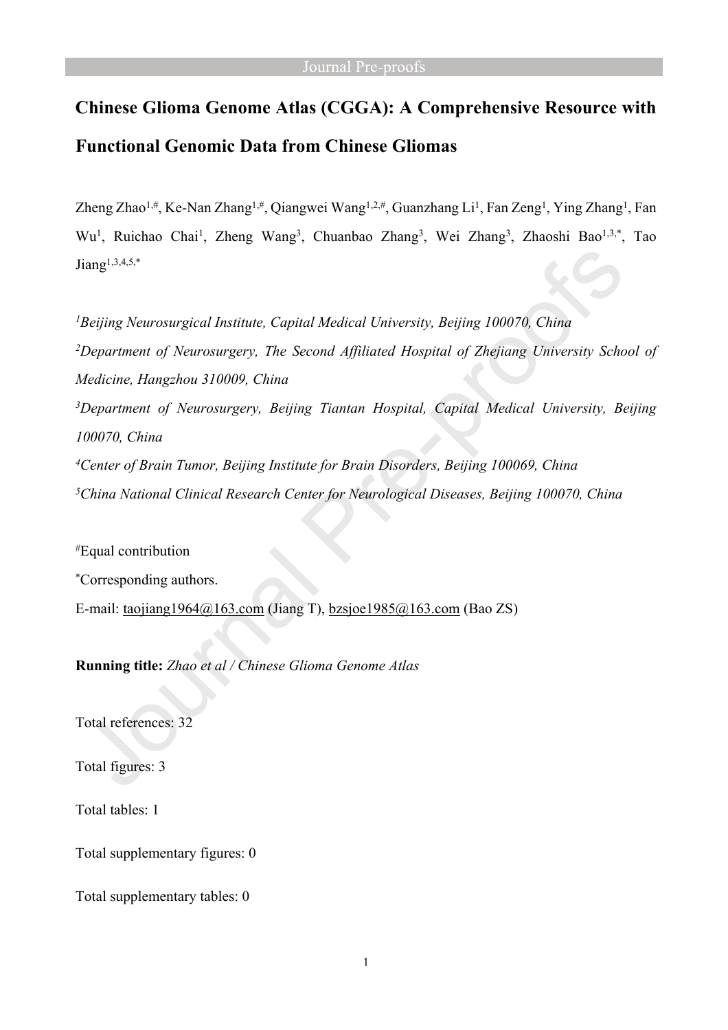# Chinese Glioma Genome Atlas (CGGA): A Comprehensive Resource with Functional Genomic Data from Chinese Gliomas

Zheng Zhao[1,#], Ke-Nan Zhang[1,#], Qiangwei Wang[1,2,#], Guanzhang Li[1], Fan Zeng[1], Ying Zhang[1], Fan Wu[1], Ruichao Chai[1], Zheng Wang[3], Chuanbao Zhang[3], Wei Zhang[3], Zhaoshi Bao[1,3,*], Tao Jiang[1,3,4,5,*]

[1]*Beijing Neurosurgical Institute, Capital Medical University, Beijing 100070, China*

[2]*Department of Neurosurgery, The Second Affiliated Hospital of Zhejiang University School of Medicine, Hangzhou 310009, China*

[3]*Department of Neurosurgery, Beijing Tiantan Hospital, Capital Medical University, Beijing 100070, China*

[4]*Center of Brain Tumor, Beijing Institute for Brain Disorders, Beijing 100069, China*

[5]*China National Clinical Research Center for Neurological Diseases, Beijing 100070, China*

[#]Equal contribution

[*]Corresponding authors.

E-mail: taojiang1964@163.com (Jiang T), bzsjoe1985@163.com (Bao ZS)

**Running title:** *Zhao et al / Chinese Glioma Genome Atlas*

Total references: 32

Total figures: 3

Total tables: 1

Total supplementary figures: 0

Total supplementary tables: 0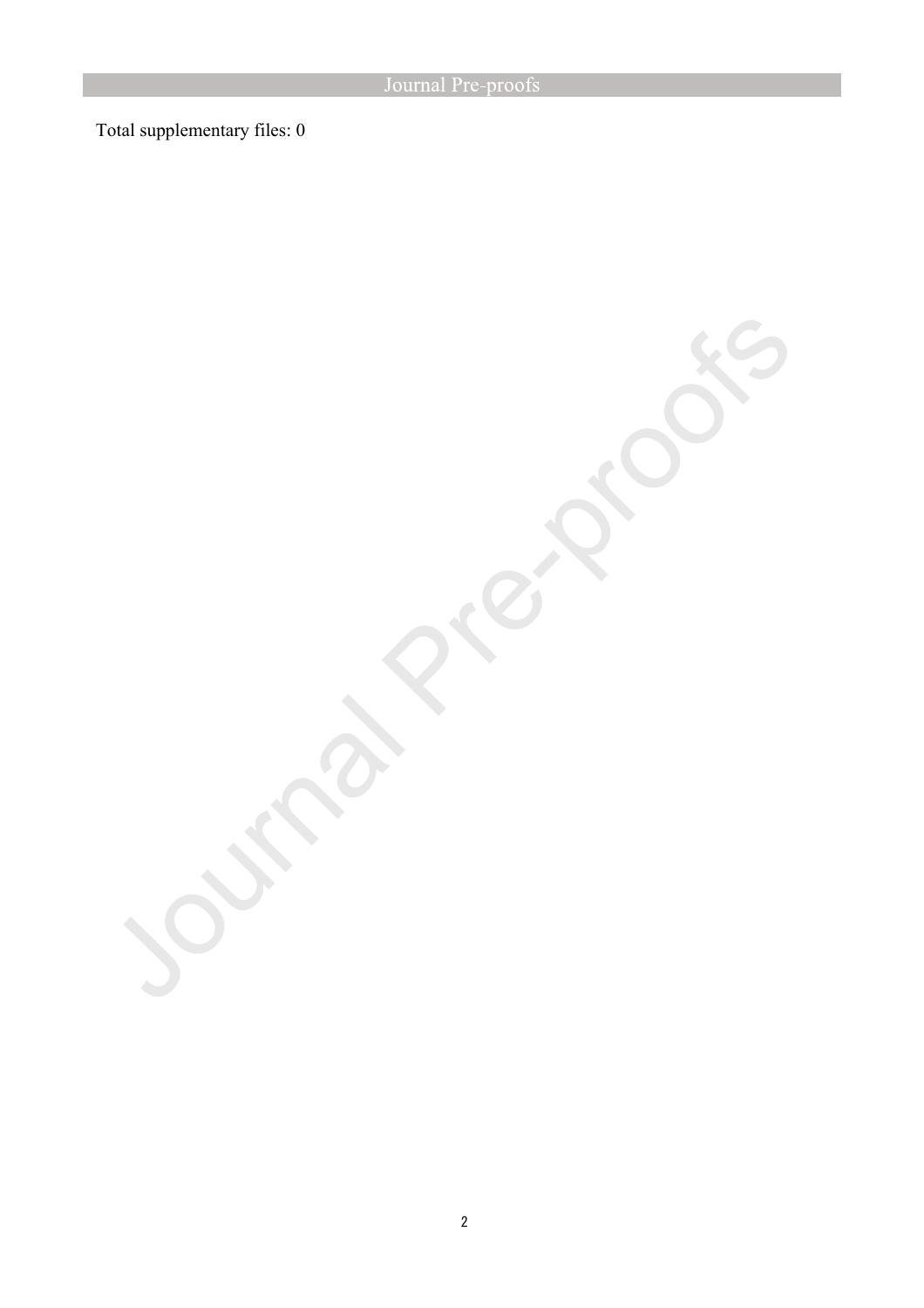Total supplementary files: 0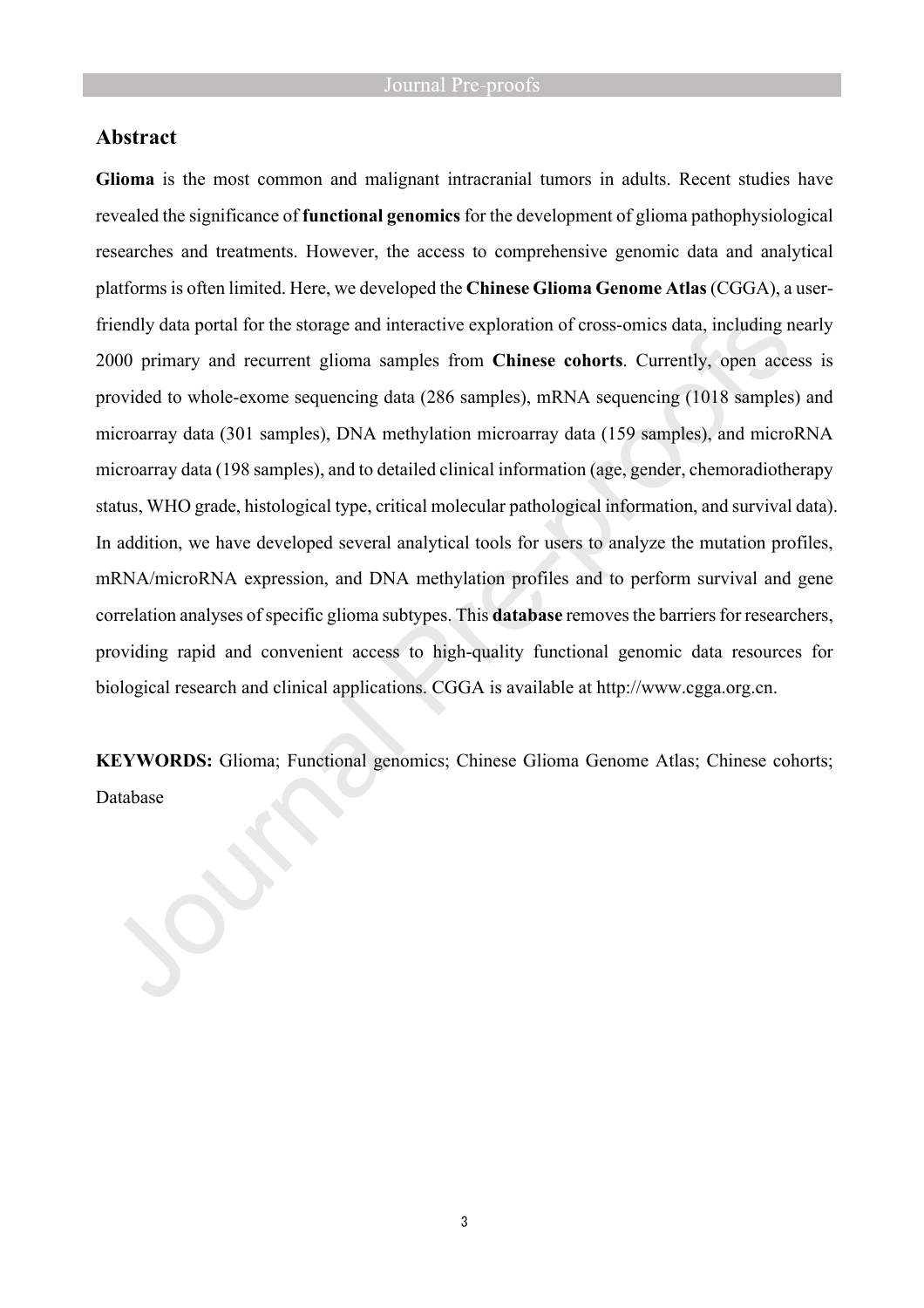## Abstract

**Glioma** is the most common and malignant intracranial tumors in adults. Recent studies have revealed the significance of **functional genomics** for the development of glioma pathophysiological researches and treatments. However, the access to comprehensive genomic data and analytical platforms is often limited. Here, we developed the **Chinese Glioma Genome Atlas** (CGGA), a user-friendly data portal for the storage and interactive exploration of cross-omics data, including nearly 2000 primary and recurrent glioma samples from **Chinese cohorts**. Currently, open access is provided to whole-exome sequencing data (286 samples), mRNA sequencing (1018 samples) and microarray data (301 samples), DNA methylation microarray data (159 samples), and microRNA microarray data (198 samples), and to detailed clinical information (age, gender, chemoradiotherapy status, WHO grade, histological type, critical molecular pathological information, and survival data). In addition, we have developed several analytical tools for users to analyze the mutation profiles, mRNA/microRNA expression, and DNA methylation profiles and to perform survival and gene correlation analyses of specific glioma subtypes. This **database** removes the barriers for researchers, providing rapid and convenient access to high-quality functional genomic data resources for biological research and clinical applications. CGGA is available at http://www.cgga.org.cn.

**KEYWORDS:** Glioma; Functional genomics; Chinese Glioma Genome Atlas; Chinese cohorts; Database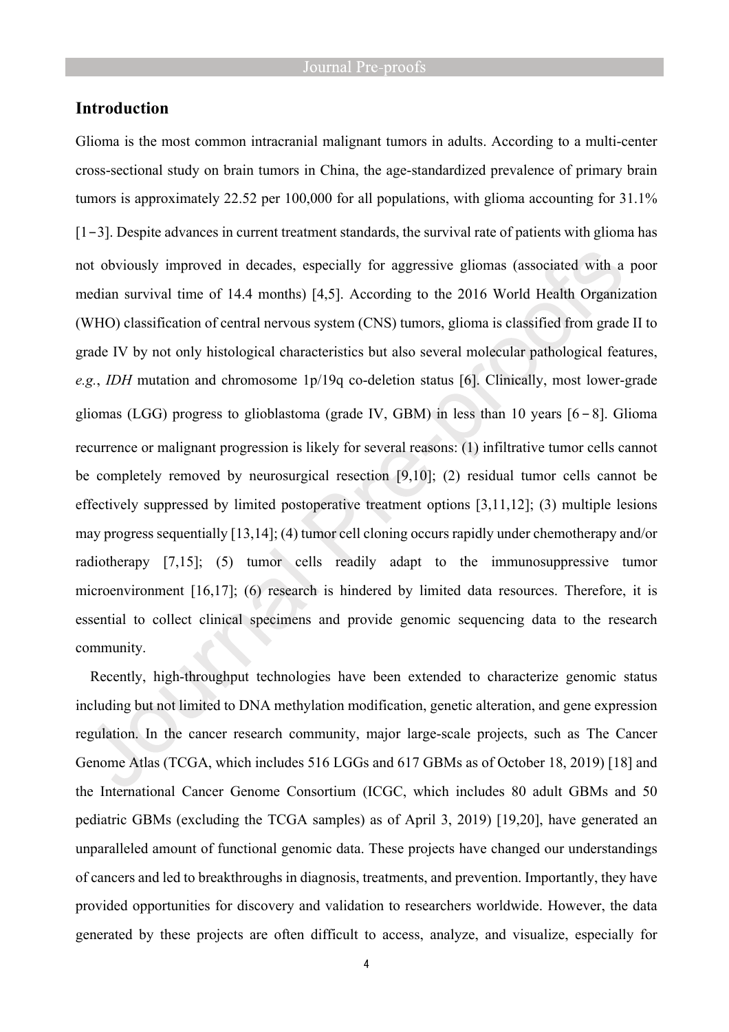## Introduction

Glioma is the most common intracranial malignant tumors in adults. According to a multi-center cross-sectional study on brain tumors in China, the age-standardized prevalence of primary brain tumors is approximately 22.52 per 100,000 for all populations, with glioma accounting for 31.1% [1–3]. Despite advances in current treatment standards, the survival rate of patients with glioma has not obviously improved in decades, especially for aggressive gliomas (associated with a poor median survival time of 14.4 months) [4,5]. According to the 2016 World Health Organization (WHO) classification of central nervous system (CNS) tumors, glioma is classified from grade II to grade IV by not only histological characteristics but also several molecular pathological features, *e.g.*, *IDH* mutation and chromosome 1p/19q co-deletion status [6]. Clinically, most lower-grade gliomas (LGG) progress to glioblastoma (grade IV, GBM) in less than 10 years [6–8]. Glioma recurrence or malignant progression is likely for several reasons: (1) infiltrative tumor cells cannot be completely removed by neurosurgical resection [9,10]; (2) residual tumor cells cannot be effectively suppressed by limited postoperative treatment options [3,11,12]; (3) multiple lesions may progress sequentially [13,14]; (4) tumor cell cloning occurs rapidly under chemotherapy and/or radiotherapy [7,15]; (5) tumor cells readily adapt to the immunosuppressive tumor microenvironment [16,17]; (6) research is hindered by limited data resources. Therefore, it is essential to collect clinical specimens and provide genomic sequencing data to the research community.

Recently, high-throughput technologies have been extended to characterize genomic status including but not limited to DNA methylation modification, genetic alteration, and gene expression regulation. In the cancer research community, major large-scale projects, such as The Cancer Genome Atlas (TCGA, which includes 516 LGGs and 617 GBMs as of October 18, 2019) [18] and the International Cancer Genome Consortium (ICGC, which includes 80 adult GBMs and 50 pediatric GBMs (excluding the TCGA samples) as of April 3, 2019) [19,20], have generated an unparalleled amount of functional genomic data. These projects have changed our understandings of cancers and led to breakthroughs in diagnosis, treatments, and prevention. Importantly, they have provided opportunities for discovery and validation to researchers worldwide. However, the data generated by these projects are often difficult to access, analyze, and visualize, especially for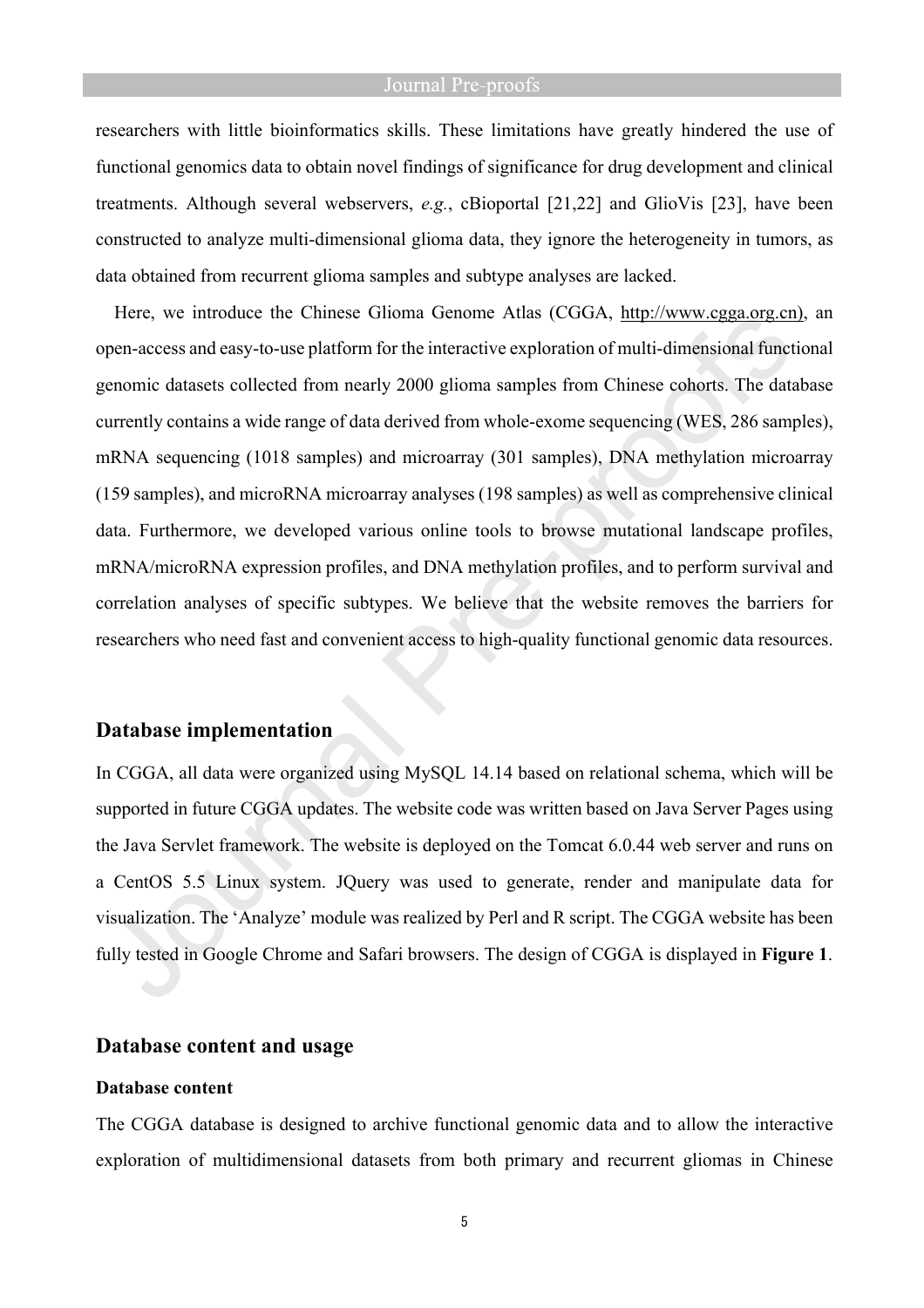researchers with little bioinformatics skills. These limitations have greatly hindered the use of functional genomics data to obtain novel findings of significance for drug development and clinical treatments. Although several webservers, *e.g.*, cBioportal [21,22] and GlioVis [23], have been constructed to analyze multi-dimensional glioma data, they ignore the heterogeneity in tumors, as data obtained from recurrent glioma samples and subtype analyses are lacked.

Here, we introduce the Chinese Glioma Genome Atlas (CGGA, http://www.cgga.org.cn), an open-access and easy-to-use platform for the interactive exploration of multi-dimensional functional genomic datasets collected from nearly 2000 glioma samples from Chinese cohorts. The database currently contains a wide range of data derived from whole-exome sequencing (WES, 286 samples), mRNA sequencing (1018 samples) and microarray (301 samples), DNA methylation microarray (159 samples), and microRNA microarray analyses (198 samples) as well as comprehensive clinical data. Furthermore, we developed various online tools to browse mutational landscape profiles, mRNA/microRNA expression profiles, and DNA methylation profiles, and to perform survival and correlation analyses of specific subtypes. We believe that the website removes the barriers for researchers who need fast and convenient access to high-quality functional genomic data resources.

## Database implementation

In CGGA, all data were organized using MySQL 14.14 based on relational schema, which will be supported in future CGGA updates. The website code was written based on Java Server Pages using the Java Servlet framework. The website is deployed on the Tomcat 6.0.44 web server and runs on a CentOS 5.5 Linux system. JQuery was used to generate, render and manipulate data for visualization. The 'Analyze' module was realized by Perl and R script. The CGGA website has been fully tested in Google Chrome and Safari browsers. The design of CGGA is displayed in **Figure 1**.

## Database content and usage

### Database content

The CGGA database is designed to archive functional genomic data and to allow the interactive exploration of multidimensional datasets from both primary and recurrent gliomas in Chinese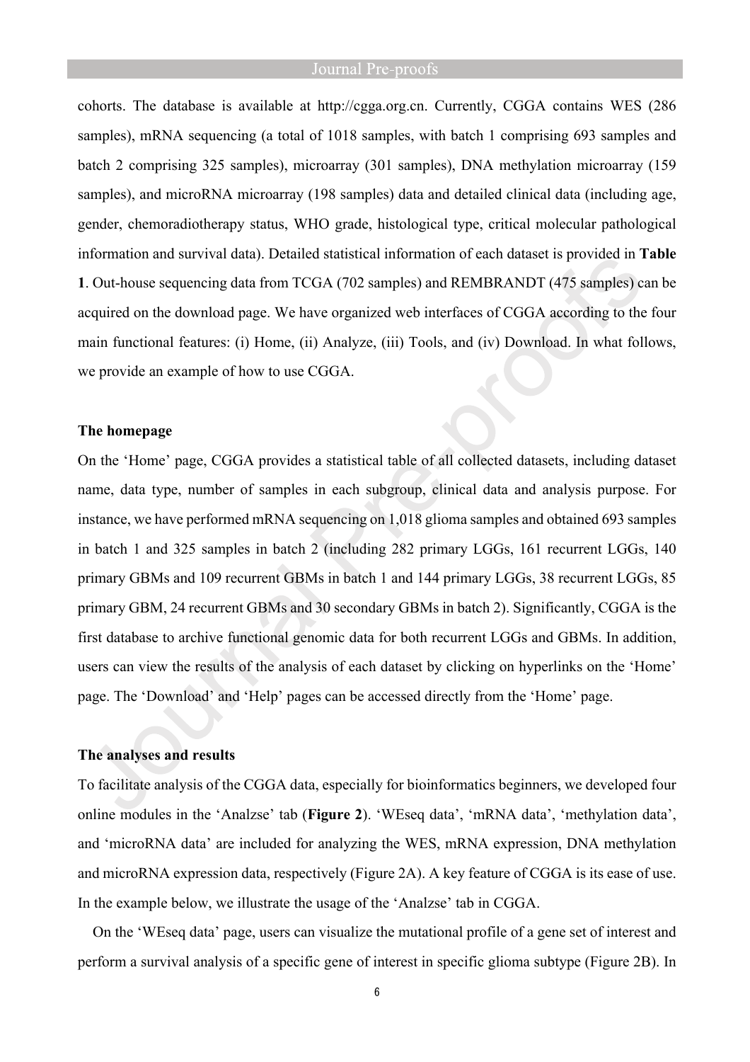cohorts. The database is available at http://cgga.org.cn. Currently, CGGA contains WES (286 samples), mRNA sequencing (a total of 1018 samples, with batch 1 comprising 693 samples and batch 2 comprising 325 samples), microarray (301 samples), DNA methylation microarray (159 samples), and microRNA microarray (198 samples) data and detailed clinical data (including age, gender, chemoradiotherapy status, WHO grade, histological type, critical molecular pathological information and survival data). Detailed statistical information of each dataset is provided in **Table 1**. Out-house sequencing data from TCGA (702 samples) and REMBRANDT (475 samples) can be acquired on the download page. We have organized web interfaces of CGGA according to the four main functional features: (i) Home, (ii) Analyze, (iii) Tools, and (iv) Download. In what follows, we provide an example of how to use CGGA.

### The homepage

On the 'Home' page, CGGA provides a statistical table of all collected datasets, including dataset name, data type, number of samples in each subgroup, clinical data and analysis purpose. For instance, we have performed mRNA sequencing on 1,018 glioma samples and obtained 693 samples in batch 1 and 325 samples in batch 2 (including 282 primary LGGs, 161 recurrent LGGs, 140 primary GBMs and 109 recurrent GBMs in batch 1 and 144 primary LGGs, 38 recurrent LGGs, 85 primary GBM, 24 recurrent GBMs and 30 secondary GBMs in batch 2). Significantly, CGGA is the first database to archive functional genomic data for both recurrent LGGs and GBMs. In addition, users can view the results of the analysis of each dataset by clicking on hyperlinks on the 'Home' page. The 'Download' and 'Help' pages can be accessed directly from the 'Home' page.

### The analyses and results

To facilitate analysis of the CGGA data, especially for bioinformatics beginners, we developed four online modules in the 'Analzse' tab (**Figure 2**). 'WEseq data', 'mRNA data', 'methylation data', and 'microRNA data' are included for analyzing the WES, mRNA expression, DNA methylation and microRNA expression data, respectively (Figure 2A). A key feature of CGGA is its ease of use. In the example below, we illustrate the usage of the 'Analzse' tab in CGGA.

On the 'WEseq data' page, users can visualize the mutational profile of a gene set of interest and perform a survival analysis of a specific gene of interest in specific glioma subtype (Figure 2B). In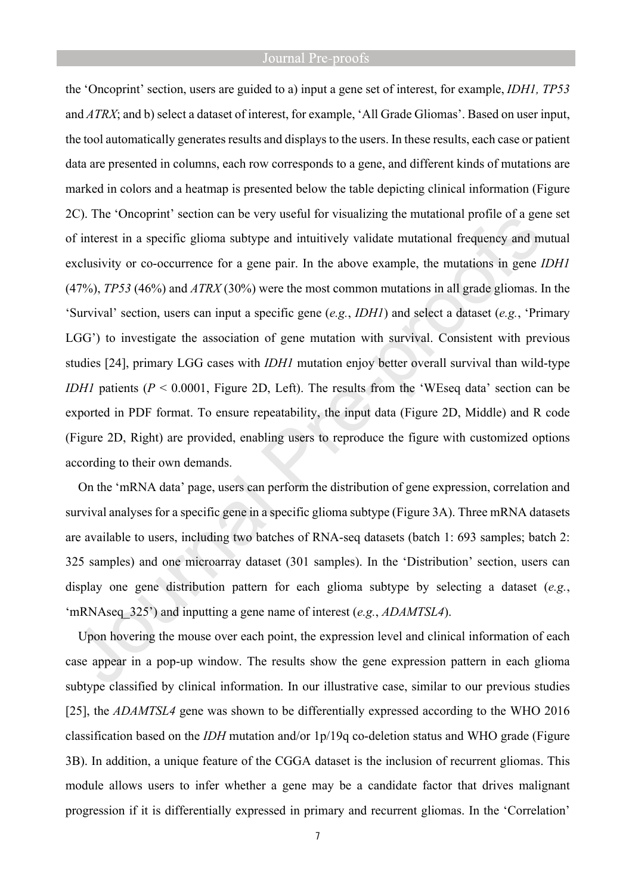the 'Oncoprint' section, users are guided to a) input a gene set of interest, for example, *IDH1, TP53* and *ATRX*; and b) select a dataset of interest, for example, 'All Grade Gliomas'. Based on user input, the tool automatically generates results and displays to the users. In these results, each case or patient data are presented in columns, each row corresponds to a gene, and different kinds of mutations are marked in colors and a heatmap is presented below the table depicting clinical information (Figure 2C). The 'Oncoprint' section can be very useful for visualizing the mutational profile of a gene set of interest in a specific glioma subtype and intuitively validate mutational frequency and mutual exclusivity or co-occurrence for a gene pair. In the above example, the mutations in gene *IDH1* (47%), *TP53* (46%) and *ATRX* (30%) were the most common mutations in all grade gliomas. In the 'Survival' section, users can input a specific gene (*e.g.*, *IDH1*) and select a dataset (*e.g.*, 'Primary LGG') to investigate the association of gene mutation with survival. Consistent with previous studies [24], primary LGG cases with *IDH1* mutation enjoy better overall survival than wild-type *IDH1* patients ($P < 0.0001$, Figure 2D, Left). The results from the 'WEseq data' section can be exported in PDF format. To ensure repeatability, the input data (Figure 2D, Middle) and R code (Figure 2D, Right) are provided, enabling users to reproduce the figure with customized options according to their own demands.

On the 'mRNA data' page, users can perform the distribution of gene expression, correlation and survival analyses for a specific gene in a specific glioma subtype (Figure 3A). Three mRNA datasets are available to users, including two batches of RNA-seq datasets (batch 1: 693 samples; batch 2: 325 samples) and one microarray dataset (301 samples). In the 'Distribution' section, users can display one gene distribution pattern for each glioma subtype by selecting a dataset (*e.g.*, 'mRNAseq_325') and inputting a gene name of interest (*e.g.*, *ADAMTSL4*).

Upon hovering the mouse over each point, the expression level and clinical information of each case appear in a pop-up window. The results show the gene expression pattern in each glioma subtype classified by clinical information. In our illustrative case, similar to our previous studies [25], the *ADAMTSL4* gene was shown to be differentially expressed according to the WHO 2016 classification based on the *IDH* mutation and/or 1p/19q co-deletion status and WHO grade (Figure 3B). In addition, a unique feature of the CGGA dataset is the inclusion of recurrent gliomas. This module allows users to infer whether a gene may be a candidate factor that drives malignant progression if it is differentially expressed in primary and recurrent gliomas. In the 'Correlation'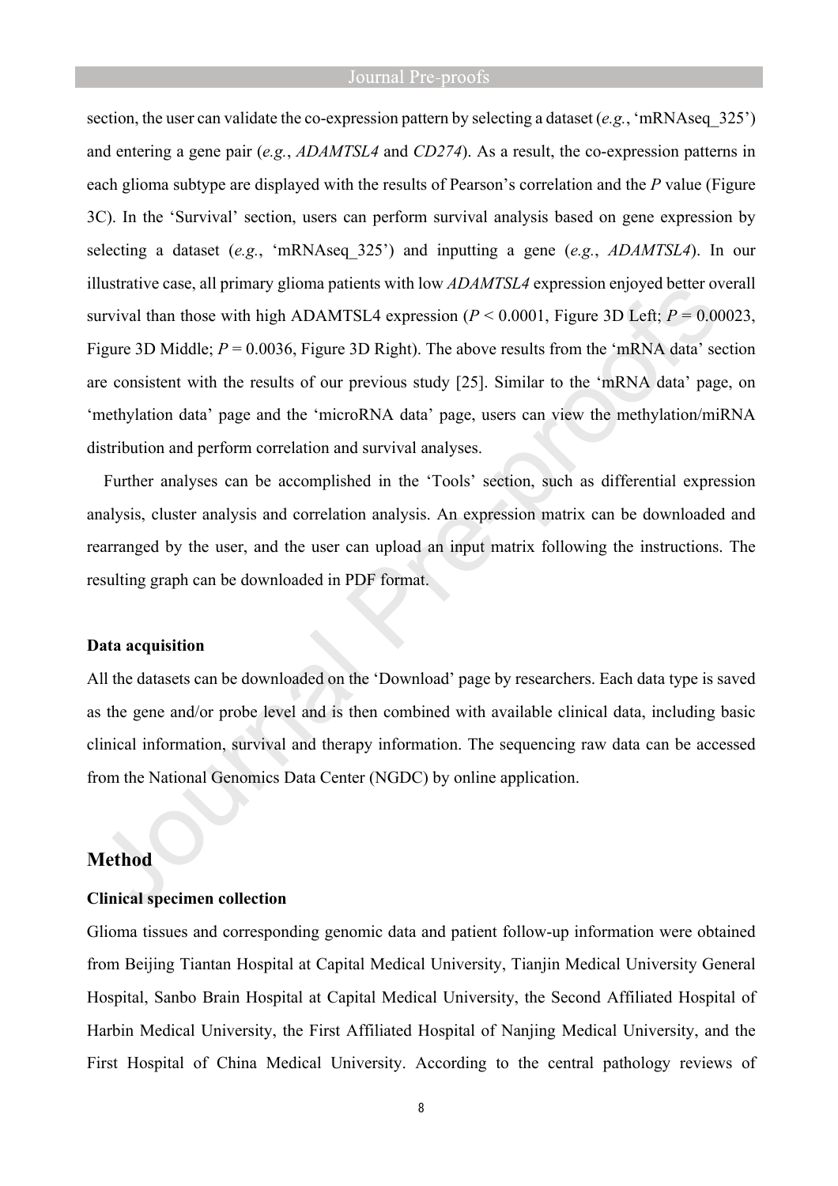section, the user can validate the co-expression pattern by selecting a dataset (*e.g.*, 'mRNAseq_325') and entering a gene pair (*e.g.*, *ADAMTSL4* and *CD274*). As a result, the co-expression patterns in each glioma subtype are displayed with the results of Pearson's correlation and the *P* value (Figure 3C). In the 'Survival' section, users can perform survival analysis based on gene expression by selecting a dataset (*e.g.*, 'mRNAseq_325') and inputting a gene (*e.g.*, *ADAMTSL4*). In our illustrative case, all primary glioma patients with low *ADAMTSL4* expression enjoyed better overall survival than those with high ADAMTSL4 expression ($P < 0.0001$, Figure 3D Left; $P = 0.00023$, Figure 3D Middle; $P = 0.0036$, Figure 3D Right). The above results from the 'mRNA data' section are consistent with the results of our previous study [25]. Similar to the 'mRNA data' page, on 'methylation data' page and the 'microRNA data' page, users can view the methylation/miRNA distribution and perform correlation and survival analyses.

Further analyses can be accomplished in the 'Tools' section, such as differential expression analysis, cluster analysis and correlation analysis. An expression matrix can be downloaded and rearranged by the user, and the user can upload an input matrix following the instructions. The resulting graph can be downloaded in PDF format.

### Data acquisition

All the datasets can be downloaded on the 'Download' page by researchers. Each data type is saved as the gene and/or probe level and is then combined with available clinical data, including basic clinical information, survival and therapy information. The sequencing raw data can be accessed from the National Genomics Data Center (NGDC) by online application.

## Method

### Clinical specimen collection

Glioma tissues and corresponding genomic data and patient follow-up information were obtained from Beijing Tiantan Hospital at Capital Medical University, Tianjin Medical University General Hospital, Sanbo Brain Hospital at Capital Medical University, the Second Affiliated Hospital of Harbin Medical University, the First Affiliated Hospital of Nanjing Medical University, and the First Hospital of China Medical University. According to the central pathology reviews of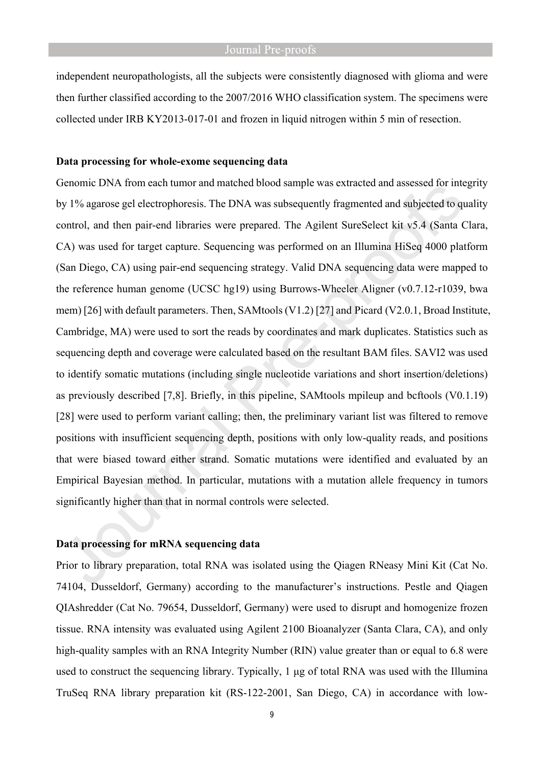independent neuropathologists, all the subjects were consistently diagnosed with glioma and were then further classified according to the 2007/2016 WHO classification system. The specimens were collected under IRB KY2013-017-01 and frozen in liquid nitrogen within 5 min of resection.

**Data processing for whole-exome sequencing data**

Genomic DNA from each tumor and matched blood sample was extracted and assessed for integrity by 1% agarose gel electrophoresis. The DNA was subsequently fragmented and subjected to quality control, and then pair-end libraries were prepared. The Agilent SureSelect kit v5.4 (Santa Clara, CA) was used for target capture. Sequencing was performed on an Illumina HiSeq 4000 platform (San Diego, CA) using pair-end sequencing strategy. Valid DNA sequencing data were mapped to the reference human genome (UCSC hg19) using Burrows-Wheeler Aligner (v0.7.12-r1039, bwa mem) [26] with default parameters. Then, SAMtools (V1.2) [27] and Picard (V2.0.1, Broad Institute, Cambridge, MA) were used to sort the reads by coordinates and mark duplicates. Statistics such as sequencing depth and coverage were calculated based on the resultant BAM files. SAVI2 was used to identify somatic mutations (including single nucleotide variations and short insertion/deletions) as previously described [7,8]. Briefly, in this pipeline, SAMtools mpileup and bcftools (V0.1.19) [28] were used to perform variant calling; then, the preliminary variant list was filtered to remove positions with insufficient sequencing depth, positions with only low-quality reads, and positions that were biased toward either strand. Somatic mutations were identified and evaluated by an Empirical Bayesian method. In particular, mutations with a mutation allele frequency in tumors significantly higher than that in normal controls were selected.

**Data processing for mRNA sequencing data**

Prior to library preparation, total RNA was isolated using the Qiagen RNeasy Mini Kit (Cat No. 74104, Dusseldorf, Germany) according to the manufacturer's instructions. Pestle and Qiagen QIAshredder (Cat No. 79654, Dusseldorf, Germany) were used to disrupt and homogenize frozen tissue. RNA intensity was evaluated using Agilent 2100 Bioanalyzer (Santa Clara, CA), and only high-quality samples with an RNA Integrity Number (RIN) value greater than or equal to 6.8 were used to construct the sequencing library. Typically, 1 μg of total RNA was used with the Illumina TruSeq RNA library preparation kit (RS-122-2001, San Diego, CA) in accordance with low-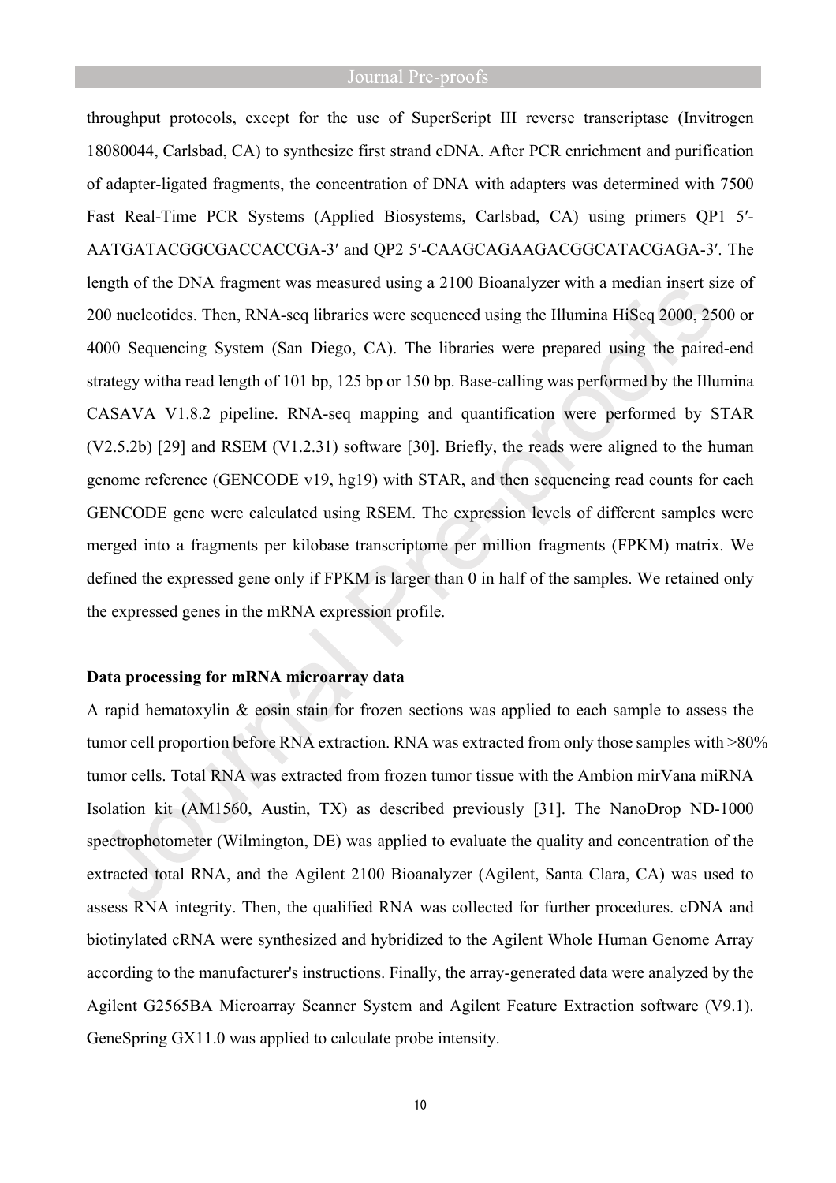throughput protocols, except for the use of SuperScript III reverse transcriptase (Invitrogen 18080044, Carlsbad, CA) to synthesize first strand cDNA. After PCR enrichment and purification of adapter-ligated fragments, the concentration of DNA with adapters was determined with 7500 Fast Real-Time PCR Systems (Applied Biosystems, Carlsbad, CA) using primers QP1 5′-AATGATACGGCGACCACCGA-3′ and QP2 5′-CAAGCAGAAGACGGCATACGAGA-3′. The length of the DNA fragment was measured using a 2100 Bioanalyzer with a median insert size of 200 nucleotides. Then, RNA-seq libraries were sequenced using the Illumina HiSeq 2000, 2500 or 4000 Sequencing System (San Diego, CA). The libraries were prepared using the paired-end strategy witha read length of 101 bp, 125 bp or 150 bp. Base-calling was performed by the Illumina CASAVA V1.8.2 pipeline. RNA-seq mapping and quantification were performed by STAR (V2.5.2b) [29] and RSEM (V1.2.31) software [30]. Briefly, the reads were aligned to the human genome reference (GENCODE v19, hg19) with STAR, and then sequencing read counts for each GENCODE gene were calculated using RSEM. The expression levels of different samples were merged into a fragments per kilobase transcriptome per million fragments (FPKM) matrix. We defined the expressed gene only if FPKM is larger than 0 in half of the samples. We retained only the expressed genes in the mRNA expression profile.

**Data processing for mRNA microarray data**

A rapid hematoxylin & eosin stain for frozen sections was applied to each sample to assess the tumor cell proportion before RNA extraction. RNA was extracted from only those samples with >80% tumor cells. Total RNA was extracted from frozen tumor tissue with the Ambion mirVana miRNA Isolation kit (AM1560, Austin, TX) as described previously [31]. The NanoDrop ND-1000 spectrophotometer (Wilmington, DE) was applied to evaluate the quality and concentration of the extracted total RNA, and the Agilent 2100 Bioanalyzer (Agilent, Santa Clara, CA) was used to assess RNA integrity. Then, the qualified RNA was collected for further procedures. cDNA and biotinylated cRNA were synthesized and hybridized to the Agilent Whole Human Genome Array according to the manufacturer's instructions. Finally, the array-generated data were analyzed by the Agilent G2565BA Microarray Scanner System and Agilent Feature Extraction software (V9.1). GeneSpring GX11.0 was applied to calculate probe intensity.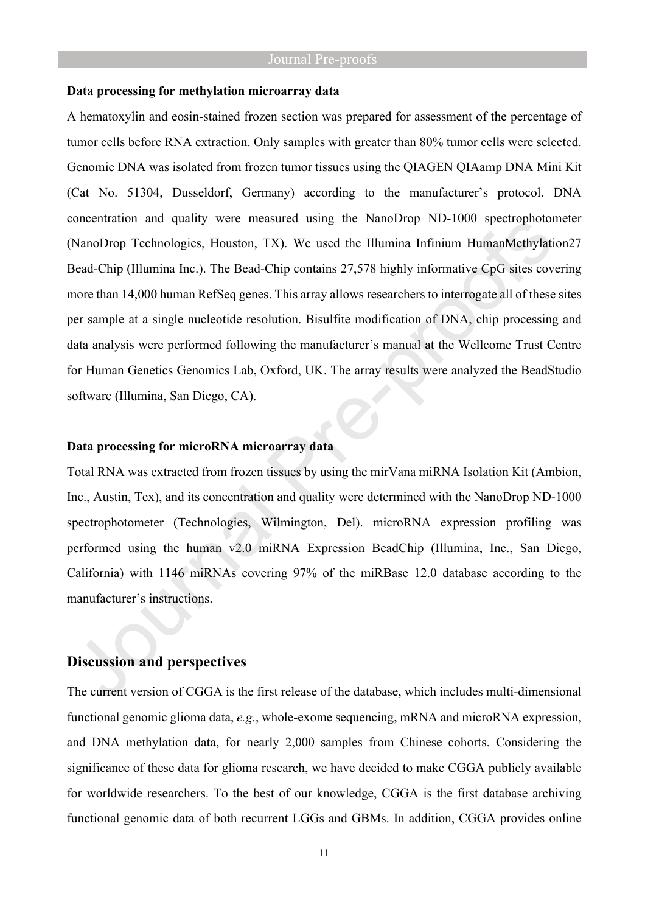**Data processing for methylation microarray data**

A hematoxylin and eosin-stained frozen section was prepared for assessment of the percentage of tumor cells before RNA extraction. Only samples with greater than 80% tumor cells were selected. Genomic DNA was isolated from frozen tumor tissues using the QIAGEN QIAamp DNA Mini Kit (Cat No. 51304, Dusseldorf, Germany) according to the manufacturer's protocol. DNA concentration and quality were measured using the NanoDrop ND-1000 spectrophotometer (NanoDrop Technologies, Houston, TX). We used the Illumina Infinium HumanMethylation27 Bead-Chip (Illumina Inc.). The Bead-Chip contains 27,578 highly informative CpG sites covering more than 14,000 human RefSeq genes. This array allows researchers to interrogate all of these sites per sample at a single nucleotide resolution. Bisulfite modification of DNA, chip processing and data analysis were performed following the manufacturer's manual at the Wellcome Trust Centre for Human Genetics Genomics Lab, Oxford, UK. The array results were analyzed the BeadStudio software (Illumina, San Diego, CA).

**Data processing for microRNA microarray data**

Total RNA was extracted from frozen tissues by using the mirVana miRNA Isolation Kit (Ambion, Inc., Austin, Tex), and its concentration and quality were determined with the NanoDrop ND-1000 spectrophotometer (Technologies, Wilmington, Del). microRNA expression profiling was performed using the human v2.0 miRNA Expression BeadChip (Illumina, Inc., San Diego, California) with 1146 miRNAs covering 97% of the miRBase 12.0 database according to the manufacturer's instructions.

## Discussion and perspectives

The current version of CGGA is the first release of the database, which includes multi-dimensional functional genomic glioma data, *e.g.*, whole-exome sequencing, mRNA and microRNA expression, and DNA methylation data, for nearly 2,000 samples from Chinese cohorts. Considering the significance of these data for glioma research, we have decided to make CGGA publicly available for worldwide researchers. To the best of our knowledge, CGGA is the first database archiving functional genomic data of both recurrent LGGs and GBMs. In addition, CGGA provides online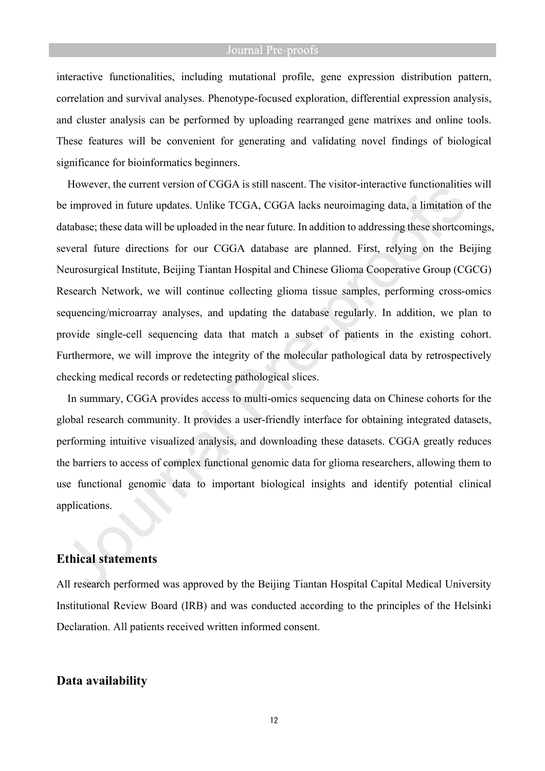interactive functionalities, including mutational profile, gene expression distribution pattern, correlation and survival analyses. Phenotype-focused exploration, differential expression analysis, and cluster analysis can be performed by uploading rearranged gene matrixes and online tools. These features will be convenient for generating and validating novel findings of biological significance for bioinformatics beginners.

However, the current version of CGGA is still nascent. The visitor-interactive functionalities will be improved in future updates. Unlike TCGA, CGGA lacks neuroimaging data, a limitation of the database; these data will be uploaded in the near future. In addition to addressing these shortcomings, several future directions for our CGGA database are planned. First, relying on the Beijing Neurosurgical Institute, Beijing Tiantan Hospital and Chinese Glioma Cooperative Group (CGCG) Research Network, we will continue collecting glioma tissue samples, performing cross-omics sequencing/microarray analyses, and updating the database regularly. In addition, we plan to provide single-cell sequencing data that match a subset of patients in the existing cohort. Furthermore, we will improve the integrity of the molecular pathological data by retrospectively checking medical records or redetecting pathological slices.

In summary, CGGA provides access to multi-omics sequencing data on Chinese cohorts for the global research community. It provides a user-friendly interface for obtaining integrated datasets, performing intuitive visualized analysis, and downloading these datasets. CGGA greatly reduces the barriers to access of complex functional genomic data for glioma researchers, allowing them to use functional genomic data to important biological insights and identify potential clinical applications.

## Ethical statements

All research performed was approved by the Beijing Tiantan Hospital Capital Medical University Institutional Review Board (IRB) and was conducted according to the principles of the Helsinki Declaration. All patients received written informed consent.

## Data availability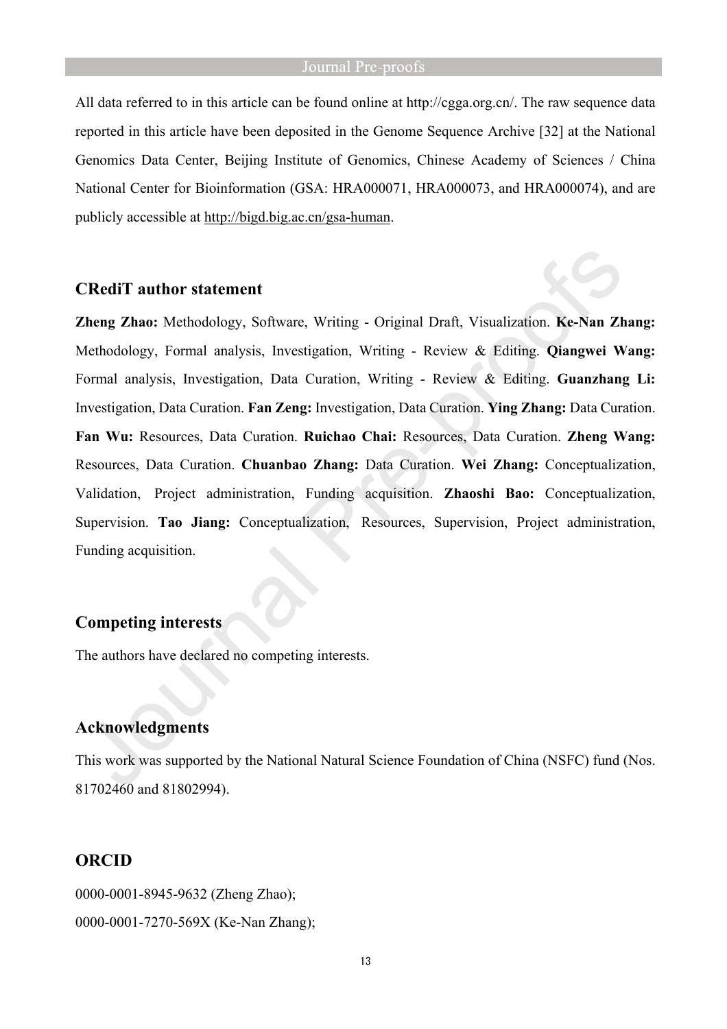All data referred to in this article can be found online at http://cgga.org.cn/. The raw sequence data reported in this article have been deposited in the Genome Sequence Archive [32] at the National Genomics Data Center, Beijing Institute of Genomics, Chinese Academy of Sciences / China National Center for Bioinformation (GSA: HRA000071, HRA000073, and HRA000074), and are publicly accessible at http://bigd.big.ac.cn/gsa-human.

## CRediT author statement

**Zheng Zhao:** Methodology, Software, Writing - Original Draft, Visualization. **Ke-Nan Zhang:** Methodology, Formal analysis, Investigation, Writing - Review & Editing. **Qiangwei Wang:** Formal analysis, Investigation, Data Curation, Writing - Review & Editing. **Guanzhang Li:** Investigation, Data Curation. **Fan Zeng:** Investigation, Data Curation. **Ying Zhang:** Data Curation. **Fan Wu:** Resources, Data Curation. **Ruichao Chai:** Resources, Data Curation. **Zheng Wang:** Resources, Data Curation. **Chuanbao Zhang:** Data Curation. **Wei Zhang:** Conceptualization, Validation, Project administration, Funding acquisition. **Zhaoshi Bao:** Conceptualization, Supervision. **Tao Jiang:** Conceptualization, Resources, Supervision, Project administration, Funding acquisition.

## Competing interests

The authors have declared no competing interests.

## Acknowledgments

This work was supported by the National Natural Science Foundation of China (NSFC) fund (Nos. 81702460 and 81802994).

## ORCID

0000-0001-8945-9632 (Zheng Zhao);

0000-0001-7270-569X (Ke-Nan Zhang);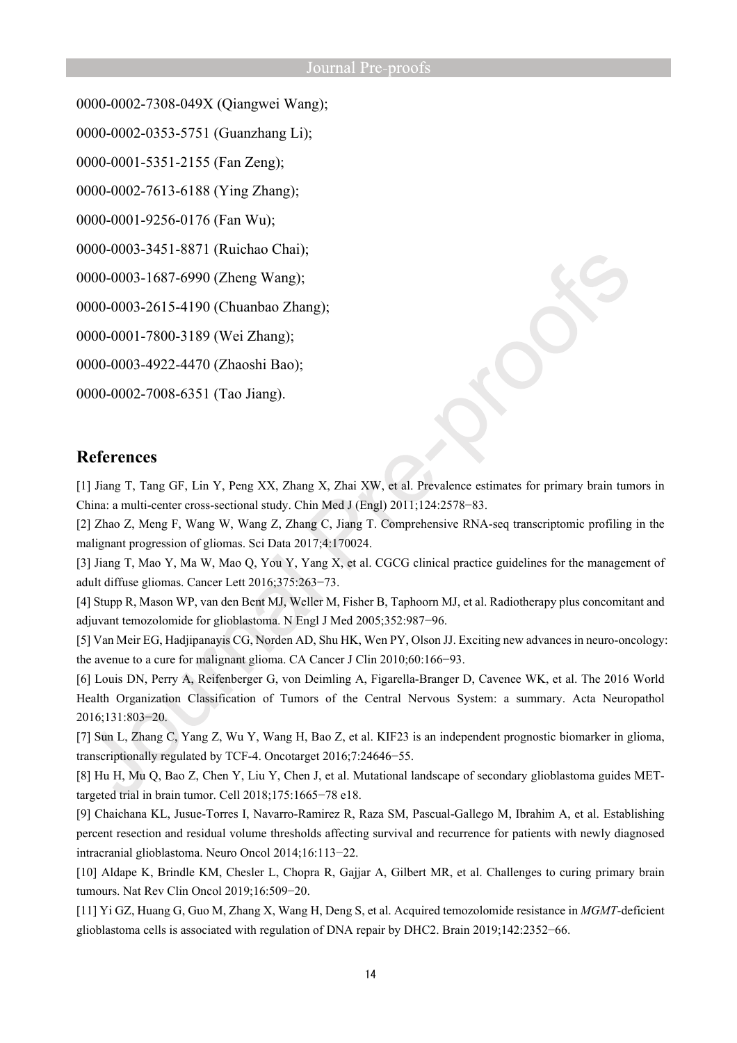0000-0002-7308-049X (Qiangwei Wang);

0000-0002-0353-5751 (Guanzhang Li);

0000-0001-5351-2155 (Fan Zeng);

0000-0002-7613-6188 (Ying Zhang);

0000-0001-9256-0176 (Fan Wu);

0000-0003-3451-8871 (Ruichao Chai);

0000-0003-1687-6990 (Zheng Wang);

0000-0003-2615-4190 (Chuanbao Zhang);

0000-0001-7800-3189 (Wei Zhang);

0000-0003-4922-4470 (Zhaoshi Bao);

0000-0002-7008-6351 (Tao Jiang).

## References

[1] Jiang T, Tang GF, Lin Y, Peng XX, Zhang X, Zhai XW, et al. Prevalence estimates for primary brain tumors in China: a multi-center cross-sectional study. Chin Med J (Engl) 2011;124:2578−83.

[2] Zhao Z, Meng F, Wang W, Wang Z, Zhang C, Jiang T. Comprehensive RNA-seq transcriptomic profiling in the malignant progression of gliomas. Sci Data 2017;4:170024.

[3] Jiang T, Mao Y, Ma W, Mao Q, You Y, Yang X, et al. CGCG clinical practice guidelines for the management of adult diffuse gliomas. Cancer Lett 2016;375:263−73.

[4] Stupp R, Mason WP, van den Bent MJ, Weller M, Fisher B, Taphoorn MJ, et al. Radiotherapy plus concomitant and adjuvant temozolomide for glioblastoma. N Engl J Med 2005;352:987−96.

[5] Van Meir EG, Hadjipanayis CG, Norden AD, Shu HK, Wen PY, Olson JJ. Exciting new advances in neuro-oncology: the avenue to a cure for malignant glioma. CA Cancer J Clin 2010;60:166−93.

[6] Louis DN, Perry A, Reifenberger G, von Deimling A, Figarella-Branger D, Cavenee WK, et al. The 2016 World Health Organization Classification of Tumors of the Central Nervous System: a summary. Acta Neuropathol 2016;131:803−20.

[7] Sun L, Zhang C, Yang Z, Wu Y, Wang H, Bao Z, et al. KIF23 is an independent prognostic biomarker in glioma, transcriptionally regulated by TCF-4. Oncotarget 2016;7:24646−55.

[8] Hu H, Mu Q, Bao Z, Chen Y, Liu Y, Chen J, et al. Mutational landscape of secondary glioblastoma guides MET-targeted trial in brain tumor. Cell 2018;175:1665−78 e18.

[9] Chaichana KL, Jusue-Torres I, Navarro-Ramirez R, Raza SM, Pascual-Gallego M, Ibrahim A, et al. Establishing percent resection and residual volume thresholds affecting survival and recurrence for patients with newly diagnosed intracranial glioblastoma. Neuro Oncol 2014;16:113−22.

[10] Aldape K, Brindle KM, Chesler L, Chopra R, Gajjar A, Gilbert MR, et al. Challenges to curing primary brain tumours. Nat Rev Clin Oncol 2019;16:509−20.

[11] Yi GZ, Huang G, Guo M, Zhang X, Wang H, Deng S, et al. Acquired temozolomide resistance in *MGMT*-deficient glioblastoma cells is associated with regulation of DNA repair by DHC2. Brain 2019;142:2352−66.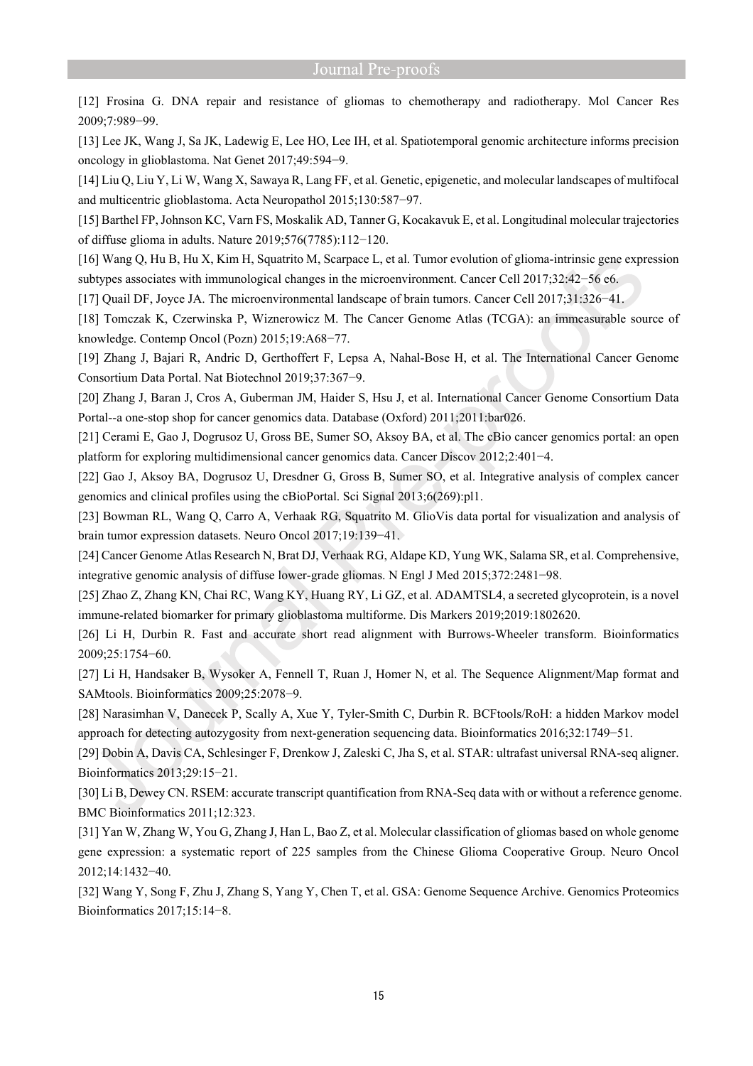[12] Frosina G. DNA repair and resistance of gliomas to chemotherapy and radiotherapy. Mol Cancer Res 2009;7:989−99.

[13] Lee JK, Wang J, Sa JK, Ladewig E, Lee HO, Lee IH, et al. Spatiotemporal genomic architecture informs precision oncology in glioblastoma. Nat Genet 2017;49:594−9.

[14] Liu Q, Liu Y, Li W, Wang X, Sawaya R, Lang FF, et al. Genetic, epigenetic, and molecular landscapes of multifocal and multicentric glioblastoma. Acta Neuropathol 2015;130:587−97.

[15] Barthel FP, Johnson KC, Varn FS, Moskalik AD, Tanner G, Kocakavuk E, et al. Longitudinal molecular trajectories of diffuse glioma in adults. Nature 2019;576(7785):112−120.

[16] Wang Q, Hu B, Hu X, Kim H, Squatrito M, Scarpace L, et al. Tumor evolution of glioma-intrinsic gene expression subtypes associates with immunological changes in the microenvironment. Cancer Cell 2017;32:42−56 e6.

[17] Quail DF, Joyce JA. The microenvironmental landscape of brain tumors. Cancer Cell 2017;31:326−41.

[18] Tomczak K, Czerwinska P, Wiznerowicz M. The Cancer Genome Atlas (TCGA): an immeasurable source of knowledge. Contemp Oncol (Pozn) 2015;19:A68−77.

[19] Zhang J, Bajari R, Andric D, Gerthoffert F, Lepsa A, Nahal-Bose H, et al. The International Cancer Genome Consortium Data Portal. Nat Biotechnol 2019;37:367−9.

[20] Zhang J, Baran J, Cros A, Guberman JM, Haider S, Hsu J, et al. International Cancer Genome Consortium Data Portal--a one-stop shop for cancer genomics data. Database (Oxford) 2011;2011:bar026.

[21] Cerami E, Gao J, Dogrusoz U, Gross BE, Sumer SO, Aksoy BA, et al. The cBio cancer genomics portal: an open platform for exploring multidimensional cancer genomics data. Cancer Discov 2012;2:401−4.

[22] Gao J, Aksoy BA, Dogrusoz U, Dresdner G, Gross B, Sumer SO, et al. Integrative analysis of complex cancer genomics and clinical profiles using the cBioPortal. Sci Signal 2013;6(269):pl1.

[23] Bowman RL, Wang Q, Carro A, Verhaak RG, Squatrito M. GlioVis data portal for visualization and analysis of brain tumor expression datasets. Neuro Oncol 2017;19:139−41.

[24] Cancer Genome Atlas Research N, Brat DJ, Verhaak RG, Aldape KD, Yung WK, Salama SR, et al. Comprehensive, integrative genomic analysis of diffuse lower-grade gliomas. N Engl J Med 2015;372:2481−98.

[25] Zhao Z, Zhang KN, Chai RC, Wang KY, Huang RY, Li GZ, et al. ADAMTSL4, a secreted glycoprotein, is a novel immune-related biomarker for primary glioblastoma multiforme. Dis Markers 2019;2019:1802620.

[26] Li H, Durbin R. Fast and accurate short read alignment with Burrows-Wheeler transform. Bioinformatics 2009;25:1754−60.

[27] Li H, Handsaker B, Wysoker A, Fennell T, Ruan J, Homer N, et al. The Sequence Alignment/Map format and SAMtools. Bioinformatics 2009;25:2078−9.

[28] Narasimhan V, Danecek P, Scally A, Xue Y, Tyler-Smith C, Durbin R. BCFtools/RoH: a hidden Markov model approach for detecting autozygosity from next-generation sequencing data. Bioinformatics 2016;32:1749−51.

[29] Dobin A, Davis CA, Schlesinger F, Drenkow J, Zaleski C, Jha S, et al. STAR: ultrafast universal RNA-seq aligner. Bioinformatics 2013;29:15−21.

[30] Li B, Dewey CN. RSEM: accurate transcript quantification from RNA-Seq data with or without a reference genome. BMC Bioinformatics 2011;12:323.

[31] Yan W, Zhang W, You G, Zhang J, Han L, Bao Z, et al. Molecular classification of gliomas based on whole genome gene expression: a systematic report of 225 samples from the Chinese Glioma Cooperative Group. Neuro Oncol 2012;14:1432−40.

[32] Wang Y, Song F, Zhu J, Zhang S, Yang Y, Chen T, et al. GSA: Genome Sequence Archive. Genomics Proteomics Bioinformatics 2017;15:14−8.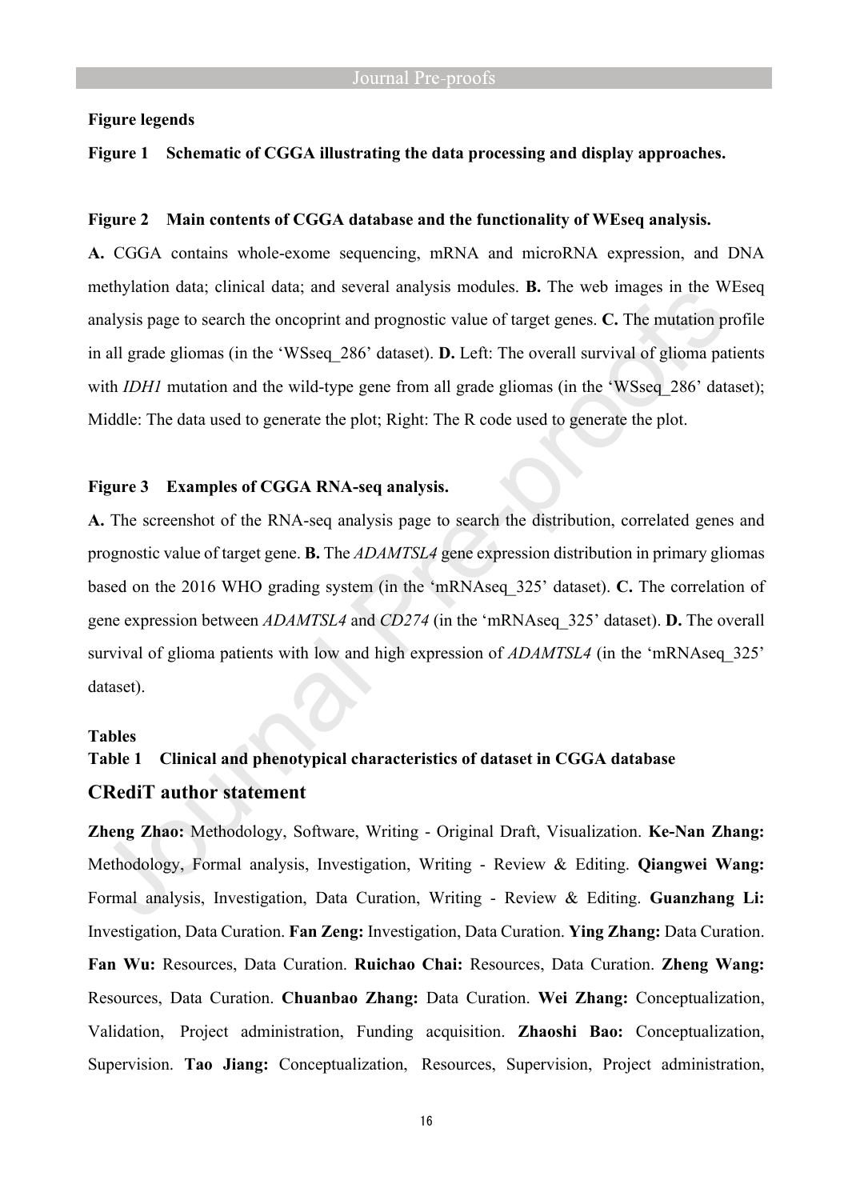**Figure legends**

**Figure 1 Schematic of CGGA illustrating the data processing and display approaches.**

**Figure 2 Main contents of CGGA database and the functionality of WEseq analysis.**

**A.** CGGA contains whole-exome sequencing, mRNA and microRNA expression, and DNA methylation data; clinical data; and several analysis modules. **B.** The web images in the WEseq analysis page to search the oncoprint and prognostic value of target genes. **C.** The mutation profile in all grade gliomas (in the 'WSseq_286' dataset). **D.** Left: The overall survival of glioma patients with *IDH1* mutation and the wild-type gene from all grade gliomas (in the 'WSseq_286' dataset); Middle: The data used to generate the plot; Right: The R code used to generate the plot.

**Figure 3 Examples of CGGA RNA-seq analysis.**

**A.** The screenshot of the RNA-seq analysis page to search the distribution, correlated genes and prognostic value of target gene. **B.** The *ADAMTSL4* gene expression distribution in primary gliomas based on the 2016 WHO grading system (in the 'mRNAseq_325' dataset). **C.** The correlation of gene expression between *ADAMTSL4* and *CD274* (in the 'mRNAseq_325' dataset). **D.** The overall survival of glioma patients with low and high expression of *ADAMTSL4* (in the 'mRNAseq_325' dataset).

**Tables**

**Table 1 Clinical and phenotypical characteristics of dataset in CGGA database**

## CRediT author statement

**Zheng Zhao:** Methodology, Software, Writing - Original Draft, Visualization. **Ke-Nan Zhang:** Methodology, Formal analysis, Investigation, Writing - Review & Editing. **Qiangwei Wang:** Formal analysis, Investigation, Data Curation, Writing - Review & Editing. **Guanzhang Li:** Investigation, Data Curation. **Fan Zeng:** Investigation, Data Curation. **Ying Zhang:** Data Curation. **Fan Wu:** Resources, Data Curation. **Ruichao Chai:** Resources, Data Curation. **Zheng Wang:** Resources, Data Curation. **Chuanbao Zhang:** Data Curation. **Wei Zhang:** Conceptualization, Validation, Project administration, Funding acquisition. **Zhaoshi Bao:** Conceptualization, Supervision. **Tao Jiang:** Conceptualization, Resources, Supervision, Project administration,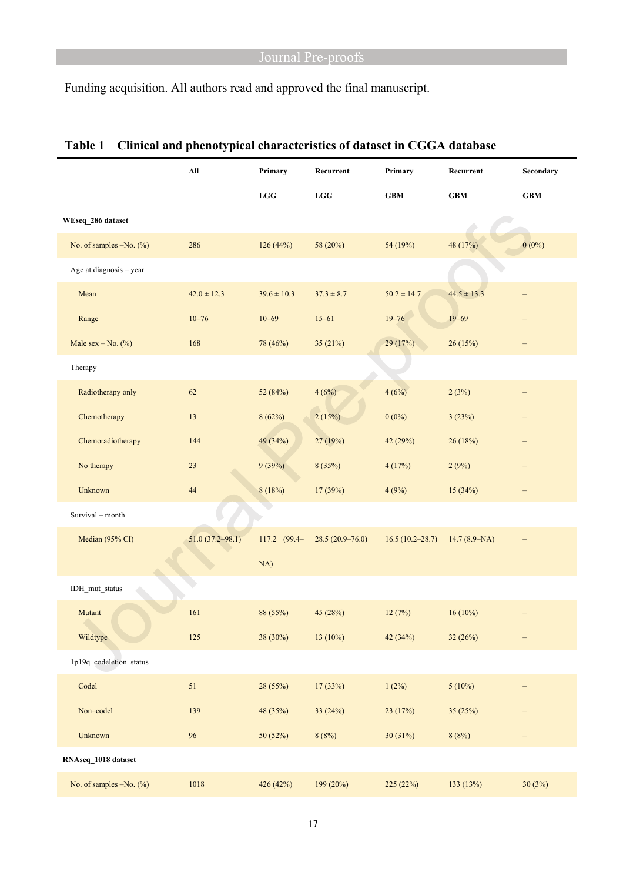Funding acquisition. All authors read and approved the final manuscript.

**Table 1 Clinical and phenotypical characteristics of dataset in CGGA database**

| | All | Primary LGG | Recurrent LGG | Primary GBM | Recurrent GBM | Secondary GBM |
|---|---|---|---|---|---|---|
| **WEseq_286 dataset** | | | | | | |
| No. of samples –No. (%) | 286 | 126 (44%) | 58 (20%) | 54 (19%) | 48 (17%) | 0 (0%) |
| Age at diagnosis – year | | | | | | |
| Mean | 42.0 ± 12.3 | 39.6 ± 10.3 | 37.3 ± 8.7 | 50.2 ± 14.7 | 44.5 ± 13.3 | – |
| Range | 10–76 | 10–69 | 15–61 | 19–76 | 19–69 | – |
| Male sex – No. (%) | 168 | 78 (46%) | 35 (21%) | 29 (17%) | 26 (15%) | – |
| Therapy | | | | | | |
| Radiotherapy only | 62 | 52 (84%) | 4 (6%) | 4 (6%) | 2 (3%) | – |
| Chemotherapy | 13 | 8 (62%) | 2 (15%) | 0 (0%) | 3 (23%) | – |
| Chemoradiotherapy | 144 | 49 (34%) | 27 (19%) | 42 (29%) | 26 (18%) | – |
| No therapy | 23 | 9 (39%) | 8 (35%) | 4 (17%) | 2 (9%) | – |
| Unknown | 44 | 8 (18%) | 17 (39%) | 4 (9%) | 15 (34%) | – |
| Survival – month | | | | | | |
| Median (95% CI) | 51.0 (37.2–98.1) | 117.2 (99.4–NA) | 28.5 (20.9–76.0) | 16.5 (10.2–28.7) | 14.7 (8.9–NA) | – |
| IDH_mut_status | | | | | | |
| Mutant | 161 | 88 (55%) | 45 (28%) | 12 (7%) | 16 (10%) | – |
| Wildtype | 125 | 38 (30%) | 13 (10%) | 42 (34%) | 32 (26%) | – |
| 1p19q_codeletion_status | | | | | | |
| Codel | 51 | 28 (55%) | 17 (33%) | 1 (2%) | 5 (10%) | – |
| Non–codel | 139 | 48 (35%) | 33 (24%) | 23 (17%) | 35 (25%) | – |
| Unknown | 96 | 50 (52%) | 8 (8%) | 30 (31%) | 8 (8%) | – |
| **RNAseq_1018 dataset** | | | | | | |
| No. of samples –No. (%) | 1018 | 426 (42%) | 199 (20%) | 225 (22%) | 133 (13%) | 30 (3%) |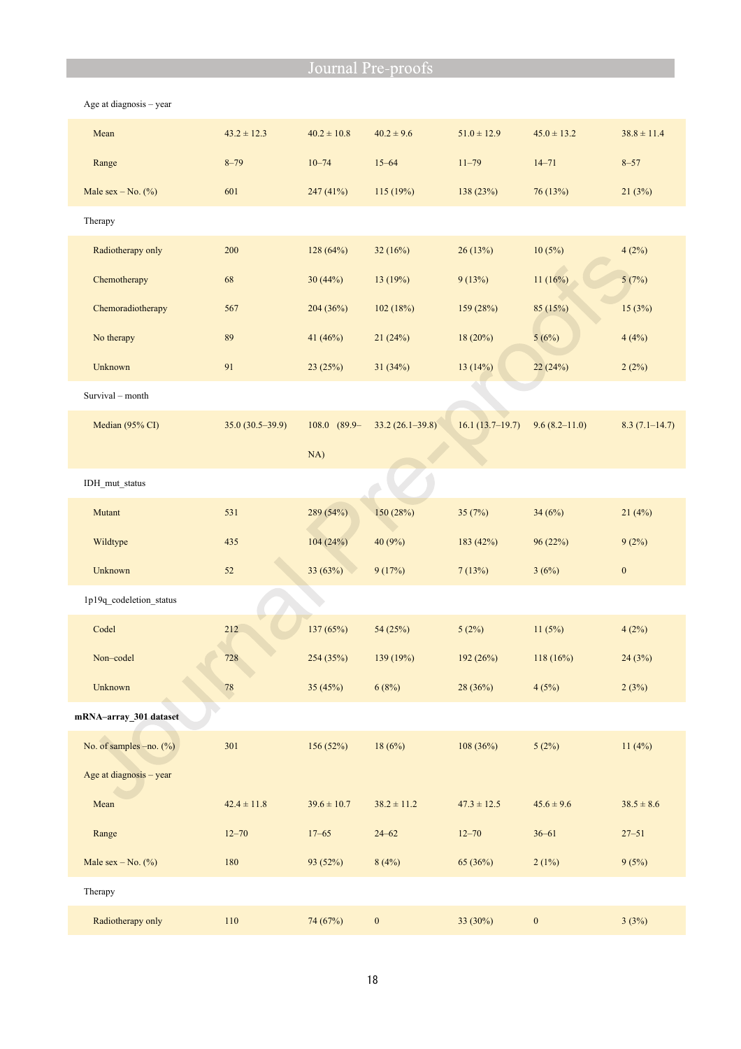| | | | | | | |
|---|---|---|---|---|---|---|
| Age at diagnosis – year | | | | | | |
| Mean | 43.2 ± 12.3 | 40.2 ± 10.8 | 40.2 ± 9.6 | 51.0 ± 12.9 | 45.0 ± 13.2 | 38.8 ± 11.4 |
| Range | 8–79 | 10–74 | 15–64 | 11–79 | 14–71 | 8–57 |
| Male sex – No. (%) | 601 | 247 (41%) | 115 (19%) | 138 (23%) | 76 (13%) | 21 (3%) |
| Therapy | | | | | | |
| Radiotherapy only | 200 | 128 (64%) | 32 (16%) | 26 (13%) | 10 (5%) | 4 (2%) |
| Chemotherapy | 68 | 30 (44%) | 13 (19%) | 9 (13%) | 11 (16%) | 5 (7%) |
| Chemoradiotherapy | 567 | 204 (36%) | 102 (18%) | 159 (28%) | 85 (15%) | 15 (3%) |
| No therapy | 89 | 41 (46%) | 21 (24%) | 18 (20%) | 5 (6%) | 4 (4%) |
| Unknown | 91 | 23 (25%) | 31 (34%) | 13 (14%) | 22 (24%) | 2 (2%) |
| Survival – month | | | | | | |
| Median (95% CI) | 35.0 (30.5–39.9) | 108.0 (89.9–NA) | 33.2 (26.1–39.8) | 16.1 (13.7–19.7) | 9.6 (8.2–11.0) | 8.3 (7.1–14.7) |
| IDH_mut_status | | | | | | |
| Mutant | 531 | 289 (54%) | 150 (28%) | 35 (7%) | 34 (6%) | 21 (4%) |
| Wildtype | 435 | 104 (24%) | 40 (9%) | 183 (42%) | 96 (22%) | 9 (2%) |
| Unknown | 52 | 33 (63%) | 9 (17%) | 7 (13%) | 3 (6%) | 0 |
| 1p19q_codeletion_status | | | | | | |
| Codel | 212 | 137 (65%) | 54 (25%) | 5 (2%) | 11 (5%) | 4 (2%) |
| Non–codel | 728 | 254 (35%) | 139 (19%) | 192 (26%) | 118 (16%) | 24 (3%) |
| Unknown | 78 | 35 (45%) | 6 (8%) | 28 (36%) | 4 (5%) | 2 (3%) |
| **mRNA–array_301 dataset** | | | | | | |
| No. of samples –no. (%) | 301 | 156 (52%) | 18 (6%) | 108 (36%) | 5 (2%) | 11 (4%) |
| Age at diagnosis – year | | | | | | |
| Mean | 42.4 ± 11.8 | 39.6 ± 10.7 | 38.2 ± 11.2 | 47.3 ± 12.5 | 45.6 ± 9.6 | 38.5 ± 8.6 |
| Range | 12–70 | 17–65 | 24–62 | 12–70 | 36–61 | 27–51 |
| Male sex – No. (%) | 180 | 93 (52%) | 8 (4%) | 65 (36%) | 2 (1%) | 9 (5%) |
| Therapy | | | | | | |
| Radiotherapy only | 110 | 74 (67%) | 0 | 33 (30%) | 0 | 3 (3%) |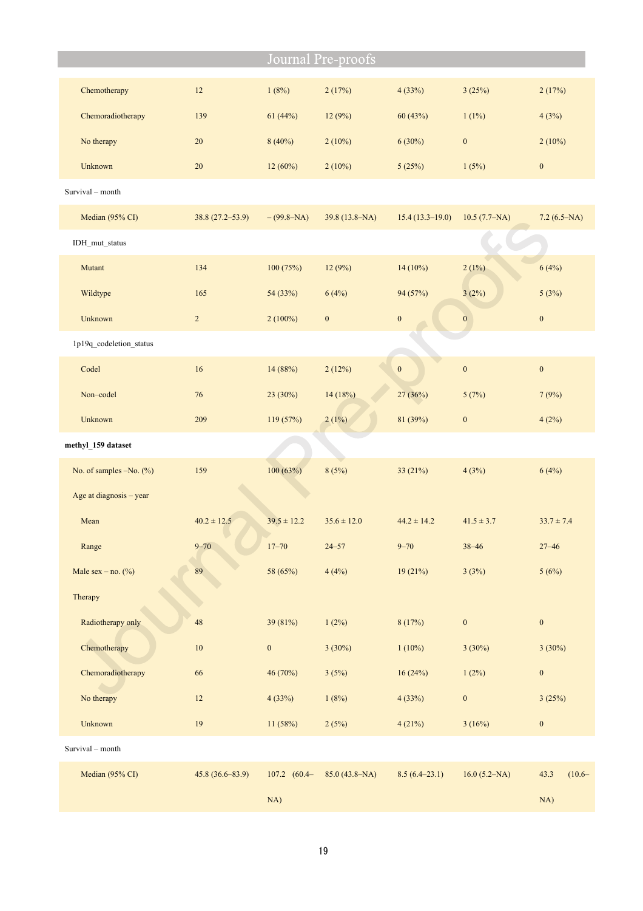| | | | | | | |
|---|---|---|---|---|---|---|
| Chemotherapy | 12 | 1 (8%) | 2 (17%) | 4 (33%) | 3 (25%) | 2 (17%) |
| Chemoradiotherapy | 139 | 61 (44%) | 12 (9%) | 60 (43%) | 1 (1%) | 4 (3%) |
| No therapy | 20 | 8 (40%) | 2 (10%) | 6 (30%) | 0 | 2 (10%) |
| Unknown | 20 | 12 (60%) | 2 (10%) | 5 (25%) | 1 (5%) | 0 |
| Survival – month | | | | | | |
| Median (95% CI) | 38.8 (27.2–53.9) | – (99.8–NA) | 39.8 (13.8–NA) | 15.4 (13.3–19.0) | 10.5 (7.7–NA) | 7.2 (6.5–NA) |
| IDH_mut_status | | | | | | |
| Mutant | 134 | 100 (75%) | 12 (9%) | 14 (10%) | 2 (1%) | 6 (4%) |
| Wildtype | 165 | 54 (33%) | 6 (4%) | 94 (57%) | 3 (2%) | 5 (3%) |
| Unknown | 2 | 2 (100%) | 0 | 0 | 0 | 0 |
| 1p19q_codeletion_status | | | | | | |
| Codel | 16 | 14 (88%) | 2 (12%) | 0 | 0 | 0 |
| Non–codel | 76 | 23 (30%) | 14 (18%) | 27 (36%) | 5 (7%) | 7 (9%) |
| Unknown | 209 | 119 (57%) | 2 (1%) | 81 (39%) | 0 | 4 (2%) |
| **methyl_159 dataset** | | | | | | |
| No. of samples –No. (%) | 159 | 100 (63%) | 8 (5%) | 33 (21%) | 4 (3%) | 6 (4%) |
| Age at diagnosis – year | | | | | | |
| Mean | 40.2 ± 12.5 | 39.5 ± 12.2 | 35.6 ± 12.0 | 44.2 ± 14.2 | 41.5 ± 3.7 | 33.7 ± 7.4 |
| Range | 9–70 | 17–70 | 24–57 | 9–70 | 38–46 | 27–46 |
| Male sex – no. (%) | 89 | 58 (65%) | 4 (4%) | 19 (21%) | 3 (3%) | 5 (6%) |
| Therapy | | | | | | |
| Radiotherapy only | 48 | 39 (81%) | 1 (2%) | 8 (17%) | 0 | 0 |
| Chemotherapy | 10 | 0 | 3 (30%) | 1 (10%) | 3 (30%) | 3 (30%) |
| Chemoradiotherapy | 66 | 46 (70%) | 3 (5%) | 16 (24%) | 1 (2%) | 0 |
| No therapy | 12 | 4 (33%) | 1 (8%) | 4 (33%) | 0 | 3 (25%) |
| Unknown | 19 | 11 (58%) | 2 (5%) | 4 (21%) | 3 (16%) | 0 |
| Survival – month | | | | | | |
| Median (95% CI) | 45.8 (36.6–83.9) | 107.2 (60.4–NA) | 85.0 (43.8–NA) | 8.5 (6.4–23.1) | 16.0 (5.2–NA) | 43.3 (10.6–NA) |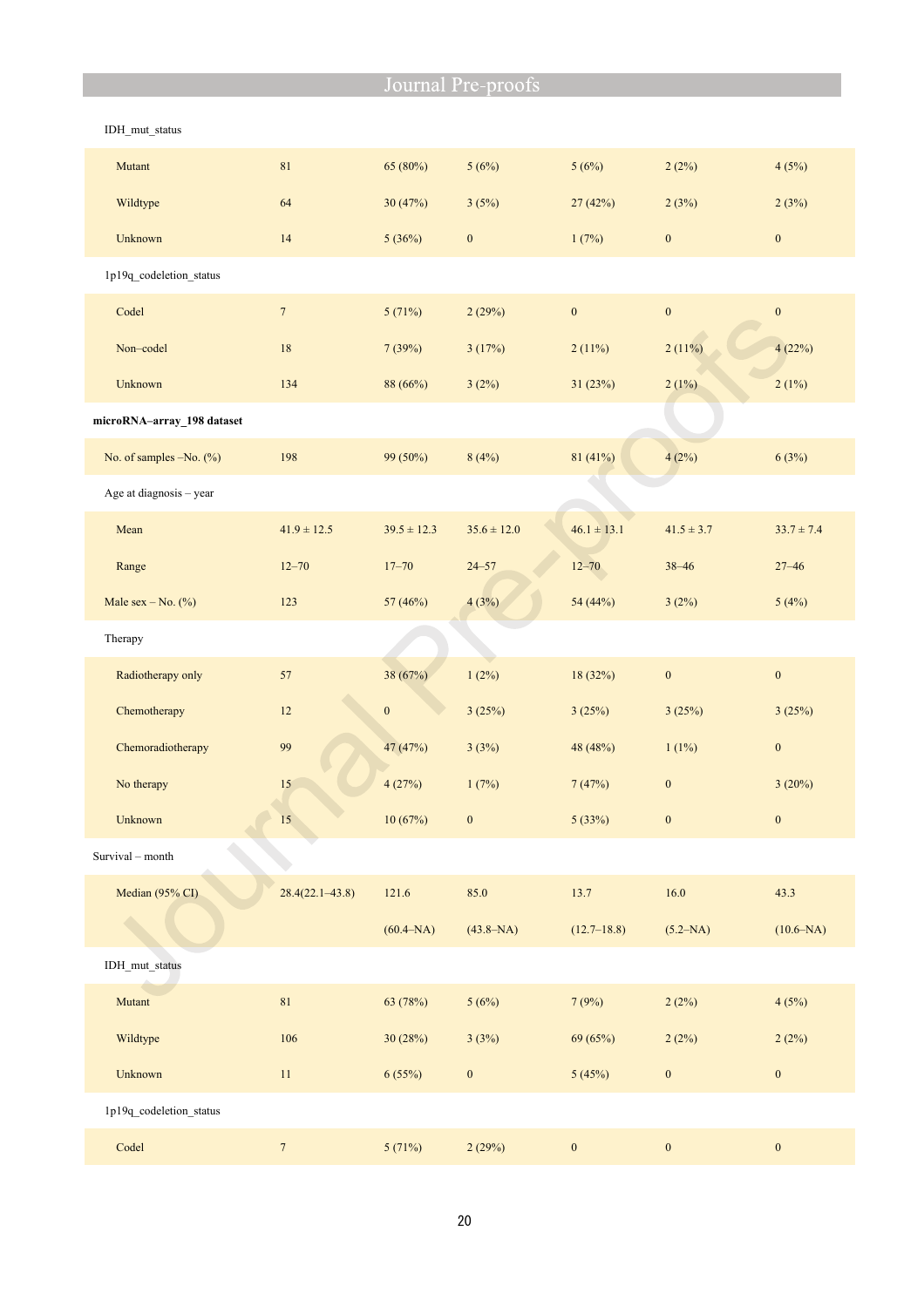| | | | | | | |
|---|---|---|---|---|---|---|
| IDH_mut_status | | | | | | |
| Mutant | 81 | 65 (80%) | 5 (6%) | 5 (6%) | 2 (2%) | 4 (5%) |
| Wildtype | 64 | 30 (47%) | 3 (5%) | 27 (42%) | 2 (3%) | 2 (3%) |
| Unknown | 14 | 5 (36%) | 0 | 1 (7%) | 0 | 0 |
| 1p19q_codeletion_status | | | | | | |
| Codel | 7 | 5 (71%) | 2 (29%) | 0 | 0 | 0 |
| Non–codel | 18 | 7 (39%) | 3 (17%) | 2 (11%) | 2 (11%) | 4 (22%) |
| Unknown | 134 | 88 (66%) | 3 (2%) | 31 (23%) | 2 (1%) | 2 (1%) |
| **microRNA–array_198 dataset** | | | | | | |
| No. of samples –No. (%) | 198 | 99 (50%) | 8 (4%) | 81 (41%) | 4 (2%) | 6 (3%) |
| Age at diagnosis – year | | | | | | |
| Mean | 41.9 ± 12.5 | 39.5 ± 12.3 | 35.6 ± 12.0 | 46.1 ± 13.1 | 41.5 ± 3.7 | 33.7 ± 7.4 |
| Range | 12–70 | 17–70 | 24–57 | 12–70 | 38–46 | 27–46 |
| Male sex – No. (%) | 123 | 57 (46%) | 4 (3%) | 54 (44%) | 3 (2%) | 5 (4%) |
| Therapy | | | | | | |
| Radiotherapy only | 57 | 38 (67%) | 1 (2%) | 18 (32%) | 0 | 0 |
| Chemotherapy | 12 | 0 | 3 (25%) | 3 (25%) | 3 (25%) | 3 (25%) |
| Chemoradiotherapy | 99 | 47 (47%) | 3 (3%) | 48 (48%) | 1 (1%) | 0 |
| No therapy | 15 | 4 (27%) | 1 (7%) | 7 (47%) | 0 | 3 (20%) |
| Unknown | 15 | 10 (67%) | 0 | 5 (33%) | 0 | 0 |
| Survival – month | | | | | | |
| Median (95% CI) | 28.4(22.1–43.8) | 121.6 (60.4–NA) | 85.0 (43.8–NA) | 13.7 (12.7–18.8) | 16.0 (5.2–NA) | 43.3 (10.6–NA) |
| IDH_mut_status | | | | | | |
| Mutant | 81 | 63 (78%) | 5 (6%) | 7 (9%) | 2 (2%) | 4 (5%) |
| Wildtype | 106 | 30 (28%) | 3 (3%) | 69 (65%) | 2 (2%) | 2 (2%) |
| Unknown | 11 | 6 (55%) | 0 | 5 (45%) | 0 | 0 |
| 1p19q_codeletion_status | | | | | | |
| Codel | 7 | 5 (71%) | 2 (29%) | 0 | 0 | 0 |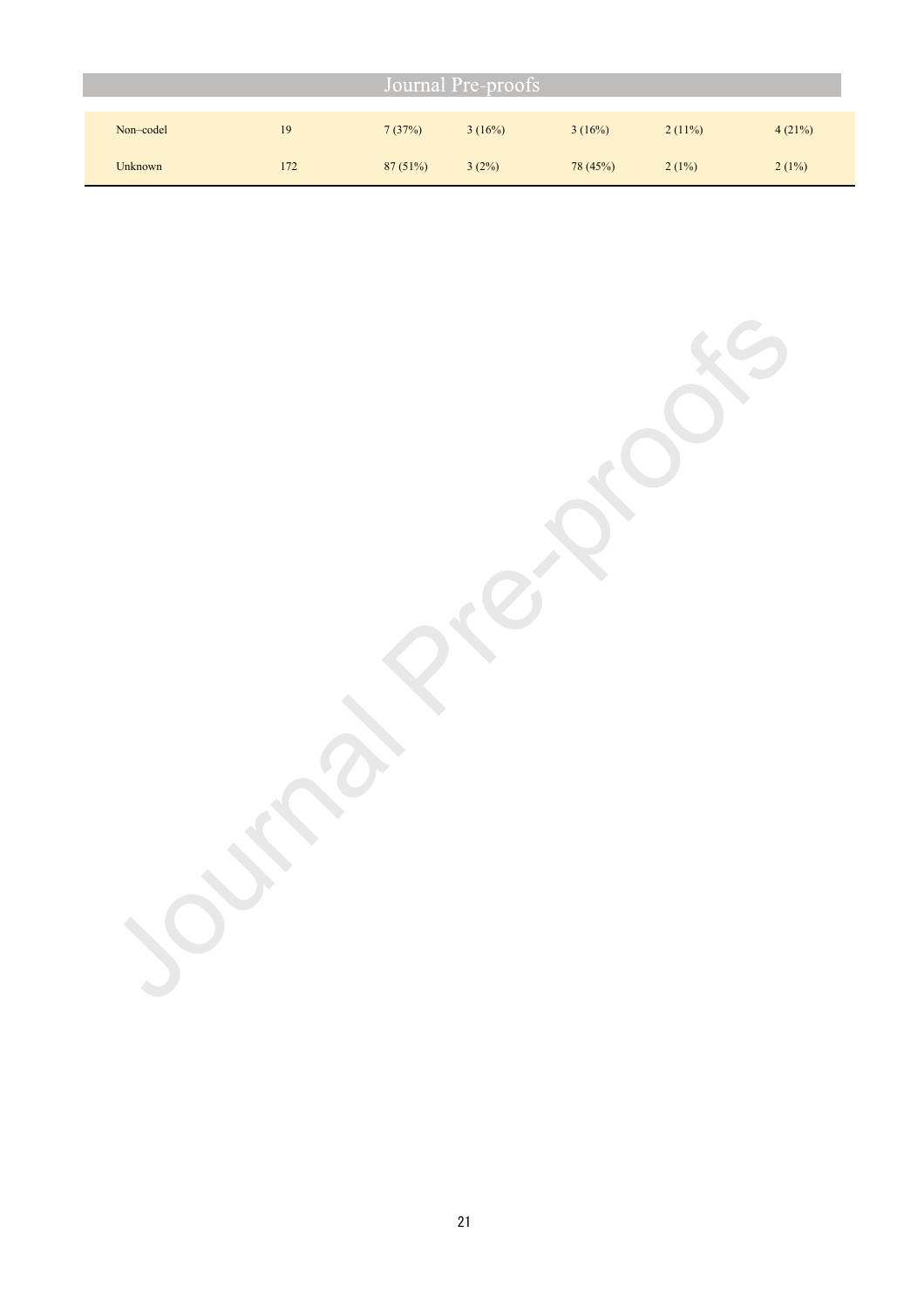| | | | | | | |
|---|---|---|---|---|---|---|
| Non–codel | 19 | 7 (37%) | 3 (16%) | 3 (16%) | 2 (11%) | 4 (21%) |
| Unknown | 172 | 87 (51%) | 3 (2%) | 78 (45%) | 2 (1%) | 2 (1%) |